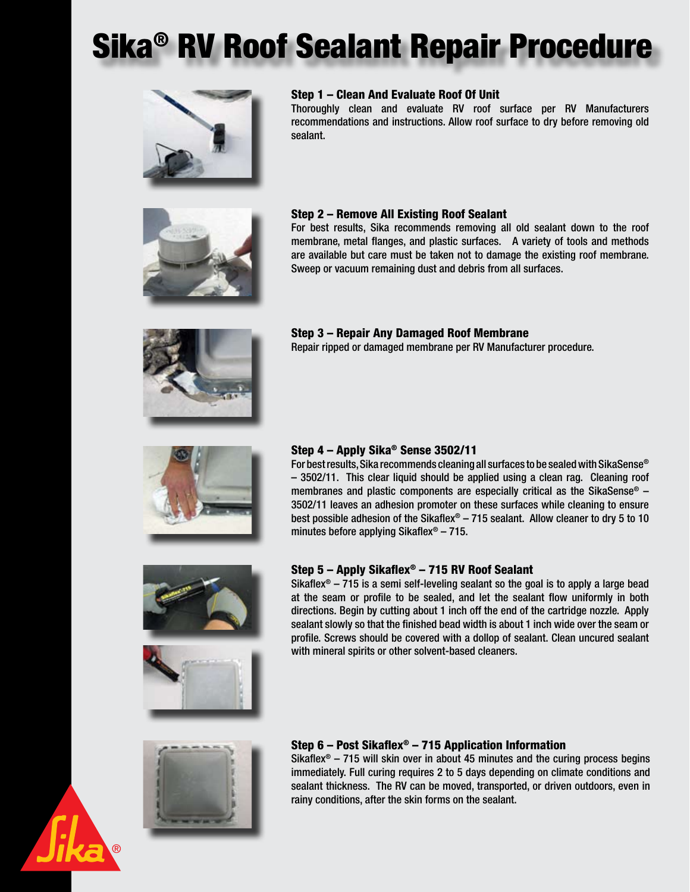# Sika® RV Roof Sealant Repair Procedure

### Step 1 – Clean And Evaluate Roof Of Unit

Thoroughly clean and evaluate RV roof surface per RV Manufacturers recommendations and instructions. Allow roof surface to dry before removing old sealant.

### Step 2 – Remove All Existing Roof Sealant

For best results, Sika recommends removing all old sealant down to the roof membrane, metal flanges, and plastic surfaces. A variety of tools and methods are available but care must be taken not to damage the existing roof membrane. Sweep or vacuum remaining dust and debris from all surfaces.

### Step 3 – Repair Any Damaged Roof Membrane

Repair ripped or damaged membrane per RV Manufacturer procedure.

### Step 4 – Apply Sika® Sense 3502/11

For best results, Sika recommends cleaning all surfaces to be sealed with SikaSense® – 3502/11. This clear liquid should be applied using a clean rag. Cleaning roof membranes and plastic components are especially critical as the SikaSense® – 3502/11 leaves an adhesion promoter on these surfaces while cleaning to ensure best possible adhesion of the Sikaflex® – 715 sealant. Allow cleaner to dry 5 to 10 minutes before applying Sikaflex® – 715.

### Step 5 – Apply Sikaflex® – 715 RV Roof Sealant

Sikaflex® – 715 is a semi self-leveling sealant so the goal is to apply a large bead at the seam or profile to be sealed, and let the sealant flow uniformly in both directions. Begin by cutting about 1 inch off the end of the cartridge nozzle. Apply sealant slowly so that the finished bead width is about 1 inch wide over the seam or profile. Screws should be covered with a dollop of sealant. Clean uncured sealant with mineral spirits or other solvent-based cleaners.

### Step 6 – Post Sikaflex® – 715 Application Information

Sikaflex® – 715 will skin over in about 45 minutes and the curing process begins immediately. Full curing requires 2 to 5 days depending on climate conditions and sealant thickness. The RV can be moved, transported, or driven outdoors, even in rainy conditions, after the skin forms on the sealant.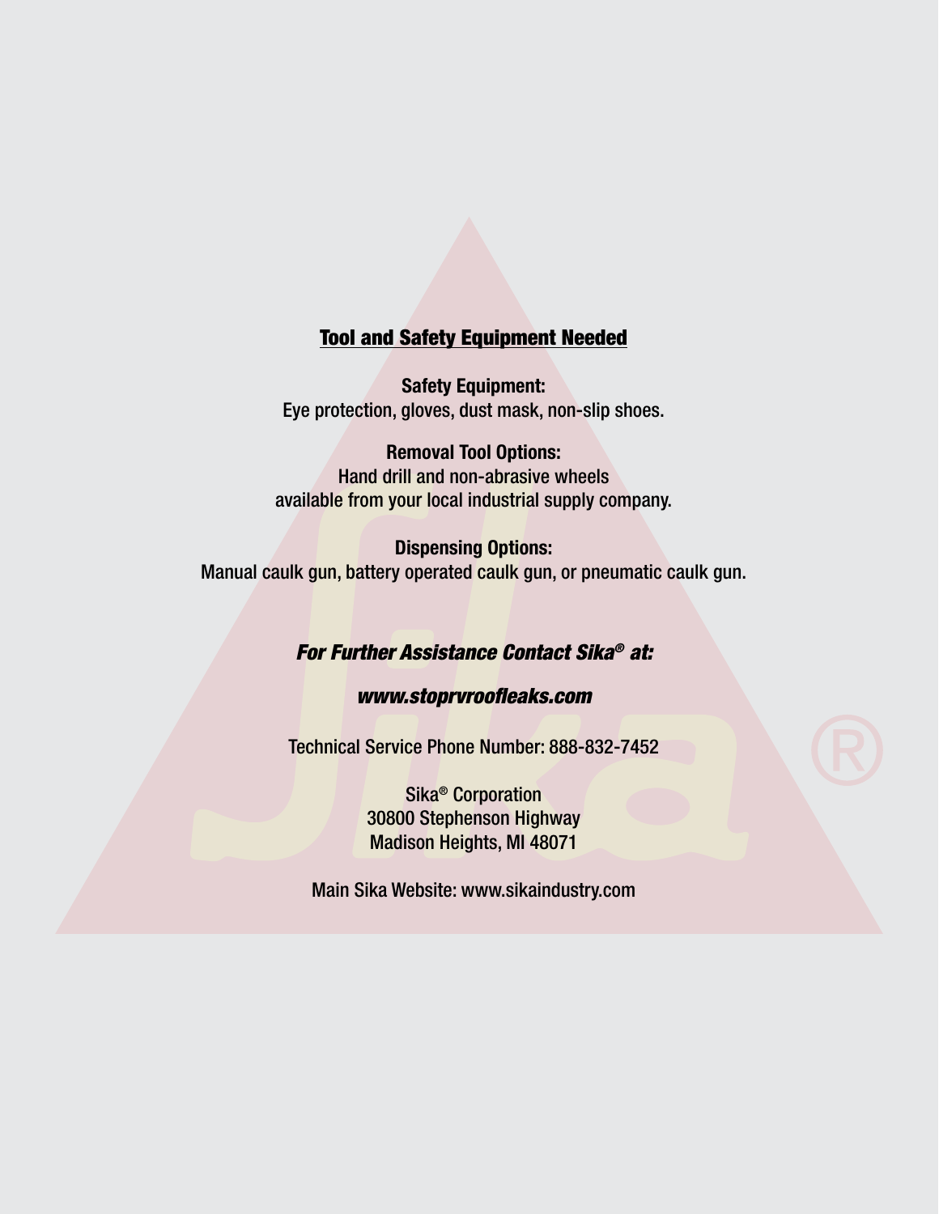## Tool and Safety Equipment Needed

**Safety Equipment:**
Eye protection, gloves, dust mask, non-slip shoes.

**Removal Tool Options:**
Hand drill and non-abrasive wheels
available from your local industrial supply company.

**Dispensing Options:**
Manual caulk gun, battery operated caulk gun, or pneumatic caulk gun.

***For Further Assistance Contact Sika® at:***

***www.stoprvroofleaks.com***

Technical Service Phone Number: 888-832-7452

Sika® Corporation
30800 Stephenson Highway
Madison Heights, MI 48071

Main Sika Website: www.sikaindustry.com